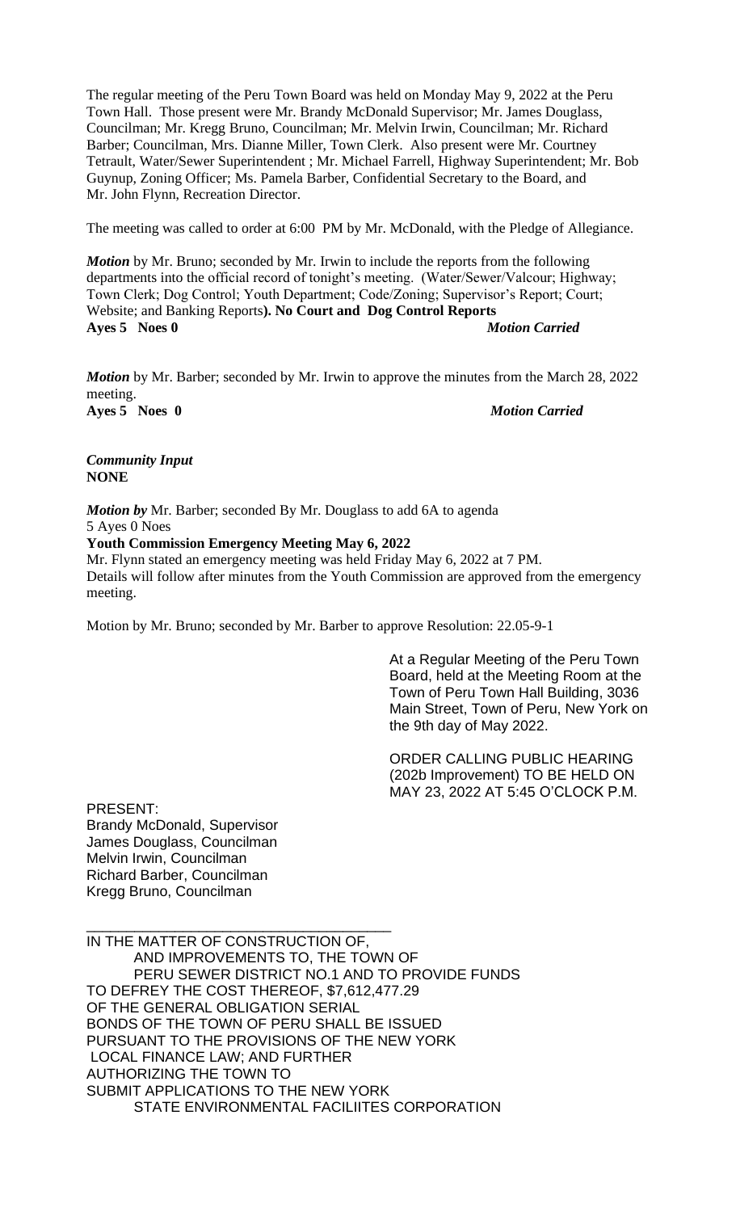The regular meeting of the Peru Town Board was held on Monday May 9, 2022 at the Peru Town Hall. Those present were Mr. Brandy McDonald Supervisor; Mr. James Douglass, Councilman; Mr. Kregg Bruno, Councilman; Mr. Melvin Irwin, Councilman; Mr. Richard Barber; Councilman, Mrs. Dianne Miller, Town Clerk. Also present were Mr. Courtney Tetrault, Water/Sewer Superintendent ; Mr. Michael Farrell, Highway Superintendent; Mr. Bob Guynup, Zoning Officer; Ms. Pamela Barber, Confidential Secretary to the Board, and Mr. John Flynn, Recreation Director.

The meeting was called to order at 6:00 PM by Mr. McDonald, with the Pledge of Allegiance.

***Motion*** by Mr. Bruno; seconded by Mr. Irwin to include the reports from the following departments into the official record of tonight's meeting. (Water/Sewer/Valcour; Highway; Town Clerk; Dog Control; Youth Department; Code/Zoning; Supervisor's Report; Court; Website; and Banking Reports**). No Court and Dog Control Reports**
**Ayes 5 Noes 0** ***Motion Carried***

***Motion*** by Mr. Barber; seconded by Mr. Irwin to approve the minutes from the March 28, 2022 meeting.
**Ayes 5 Noes 0** ***Motion Carried***

***Community Input***
**NONE**

***Motion by*** Mr. Barber; seconded By Mr. Douglass to add 6A to agenda
5 Ayes 0 Noes

**Youth Commission Emergency Meeting May 6, 2022**

Mr. Flynn stated an emergency meeting was held Friday May 6, 2022 at 7 PM.
Details will follow after minutes from the Youth Commission are approved from the emergency meeting.

Motion by Mr. Bruno; seconded by Mr. Barber to approve Resolution: 22.05-9-1

At a Regular Meeting of the Peru Town Board, held at the Meeting Room at the Town of Peru Town Hall Building, 3036 Main Street, Town of Peru, New York on the 9th day of May 2022.

ORDER CALLING PUBLIC HEARING (202b Improvement) TO BE HELD ON MAY 23, 2022 AT 5:45 O'CLOCK P.M.

PRESENT:
Brandy McDonald, Supervisor
James Douglass, Councilman
Melvin Irwin, Councilman
Richard Barber, Councilman
Kregg Bruno, Councilman

\_\_\_\_\_\_\_\_\_\_\_\_\_\_\_\_\_\_\_\_\_\_\_\_\_\_\_\_\_\_\_\_\_\_\_\_\_\_

IN THE MATTER OF CONSTRUCTION OF, AND IMPROVEMENTS TO, THE TOWN OF PERU SEWER DISTRICT NO.1 AND TO PROVIDE FUNDS TO DEFREY THE COST THEREOF, $7,612,477.29 OF THE GENERAL OBLIGATION SERIAL BONDS OF THE TOWN OF PERU SHALL BE ISSUED PURSUANT TO THE PROVISIONS OF THE NEW YORK LOCAL FINANCE LAW; AND FURTHER AUTHORIZING THE TOWN TO SUBMIT APPLICATIONS TO THE NEW YORK STATE ENVIRONMENTAL FACILIITES CORPORATION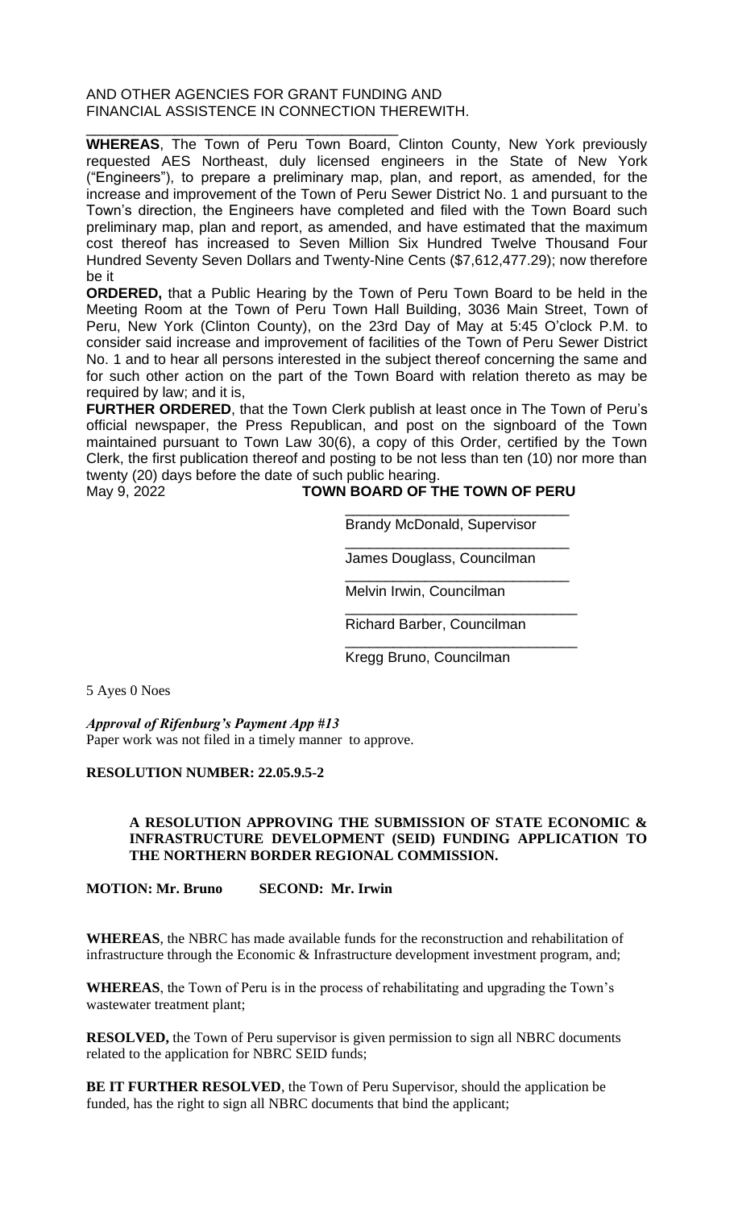AND OTHER AGENCIES FOR GRANT FUNDING AND FINANCIAL ASSISTENCE IN CONNECTION THEREWITH.

______________________________________

**WHEREAS**, The Town of Peru Town Board, Clinton County, New York previously requested AES Northeast, duly licensed engineers in the State of New York ("Engineers"), to prepare a preliminary map, plan, and report, as amended, for the increase and improvement of the Town of Peru Sewer District No. 1 and pursuant to the Town's direction, the Engineers have completed and filed with the Town Board such preliminary map, plan and report, as amended, and have estimated that the maximum cost thereof has increased to Seven Million Six Hundred Twelve Thousand Four Hundred Seventy Seven Dollars and Twenty-Nine Cents ($7,612,477.29); now therefore be it

**ORDERED,** that a Public Hearing by the Town of Peru Town Board to be held in the Meeting Room at the Town of Peru Town Hall Building, 3036 Main Street, Town of Peru, New York (Clinton County), on the 23rd Day of May at 5:45 O'clock P.M. to consider said increase and improvement of facilities of the Town of Peru Sewer District No. 1 and to hear all persons interested in the subject thereof concerning the same and for such other action on the part of the Town Board with relation thereto as may be required by law; and it is,

**FURTHER ORDERED**, that the Town Clerk publish at least once in The Town of Peru's official newspaper, the Press Republican, and post on the signboard of the Town maintained pursuant to Town Law 30(6), a copy of this Order, certified by the Town Clerk, the first publication thereof and posting to be not less than ten (10) nor more than twenty (20) days before the date of such public hearing.

May 9, 2022 **TOWN BOARD OF THE TOWN OF PERU**

____________________________
Brandy McDonald, Supervisor

____________________________
James Douglass, Councilman

____________________________
Melvin Irwin, Councilman

____________________________
Richard Barber, Councilman

____________________________
Kregg Bruno, Councilman

5 Ayes 0 Noes

***Approval of Rifenburg's Payment App #13***

Paper work was not filed in a timely manner to approve.

**RESOLUTION NUMBER: 22.05.9.5-2**

**A RESOLUTION APPROVING THE SUBMISSION OF STATE ECONOMIC & INFRASTRUCTURE DEVELOPMENT (SEID) FUNDING APPLICATION TO THE NORTHERN BORDER REGIONAL COMMISSION.**

**MOTION: Mr. Bruno SECOND: Mr. Irwin**

**WHEREAS**, the NBRC has made available funds for the reconstruction and rehabilitation of infrastructure through the Economic & Infrastructure development investment program, and;

**WHEREAS**, the Town of Peru is in the process of rehabilitating and upgrading the Town's wastewater treatment plant;

**RESOLVED,** the Town of Peru supervisor is given permission to sign all NBRC documents related to the application for NBRC SEID funds;

**BE IT FURTHER RESOLVED**, the Town of Peru Supervisor, should the application be funded, has the right to sign all NBRC documents that bind the applicant;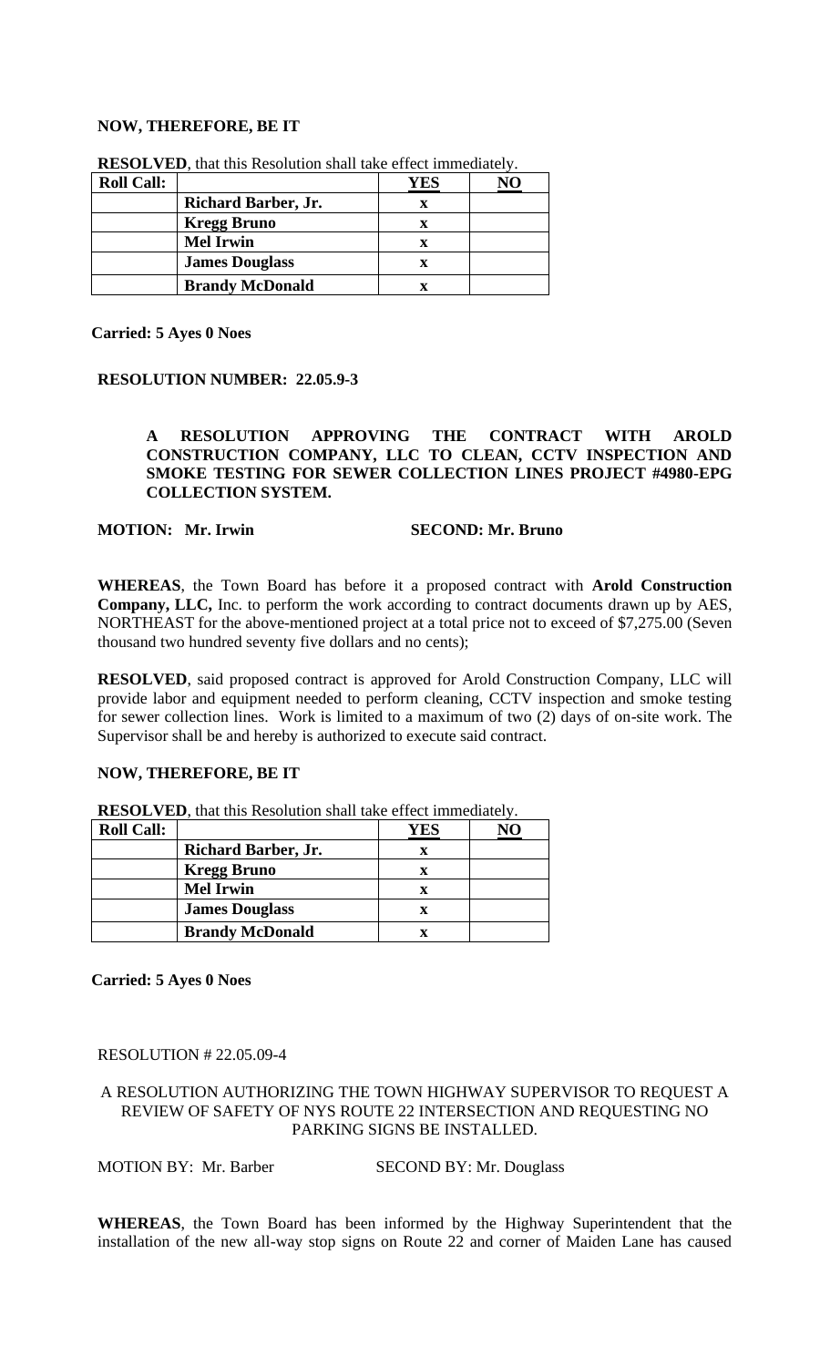**NOW, THEREFORE, BE IT**

**RESOLVED**, that this Resolution shall take effect immediately.

| **Roll Call:** | | **YES** | **NO** |
|---|---|---|---|
| | **Richard Barber, Jr.** | **x** | |
| | **Kregg Bruno** | **x** | |
| | **Mel Irwin** | **x** | |
| | **James Douglass** | **x** | |
| | **Brandy McDonald** | **x** | |

**Carried: 5 Ayes 0 Noes**

**RESOLUTION NUMBER: 22.05.9-3**

**A RESOLUTION APPROVING THE CONTRACT WITH AROLD CONSTRUCTION COMPANY, LLC TO CLEAN, CCTV INSPECTION AND SMOKE TESTING FOR SEWER COLLECTION LINES PROJECT #4980-EPG COLLECTION SYSTEM.**

**MOTION: Mr. Irwin** **SECOND: Mr. Bruno**

**WHEREAS**, the Town Board has before it a proposed contract with **Arold Construction Company, LLC,** Inc. to perform the work according to contract documents drawn up by AES, NORTHEAST for the above-mentioned project at a total price not to exceed of $7,275.00 (Seven thousand two hundred seventy five dollars and no cents);

**RESOLVED**, said proposed contract is approved for Arold Construction Company, LLC will provide labor and equipment needed to perform cleaning, CCTV inspection and smoke testing for sewer collection lines. Work is limited to a maximum of two (2) days of on-site work. The Supervisor shall be and hereby is authorized to execute said contract.

**NOW, THEREFORE, BE IT**

**RESOLVED**, that this Resolution shall take effect immediately.

| **Roll Call:** | | **YES** | **NO** |
|---|---|---|---|
| | **Richard Barber, Jr.** | **x** | |
| | **Kregg Bruno** | **x** | |
| | **Mel Irwin** | **x** | |
| | **James Douglass** | **x** | |
| | **Brandy McDonald** | **x** | |

**Carried: 5 Ayes 0 Noes**

RESOLUTION # 22.05.09-4

A RESOLUTION AUTHORIZING THE TOWN HIGHWAY SUPERVISOR TO REQUEST A REVIEW OF SAFETY OF NYS ROUTE 22 INTERSECTION AND REQUESTING NO PARKING SIGNS BE INSTALLED.

MOTION BY: Mr. Barber SECOND BY: Mr. Douglass

**WHEREAS**, the Town Board has been informed by the Highway Superintendent that the installation of the new all-way stop signs on Route 22 and corner of Maiden Lane has caused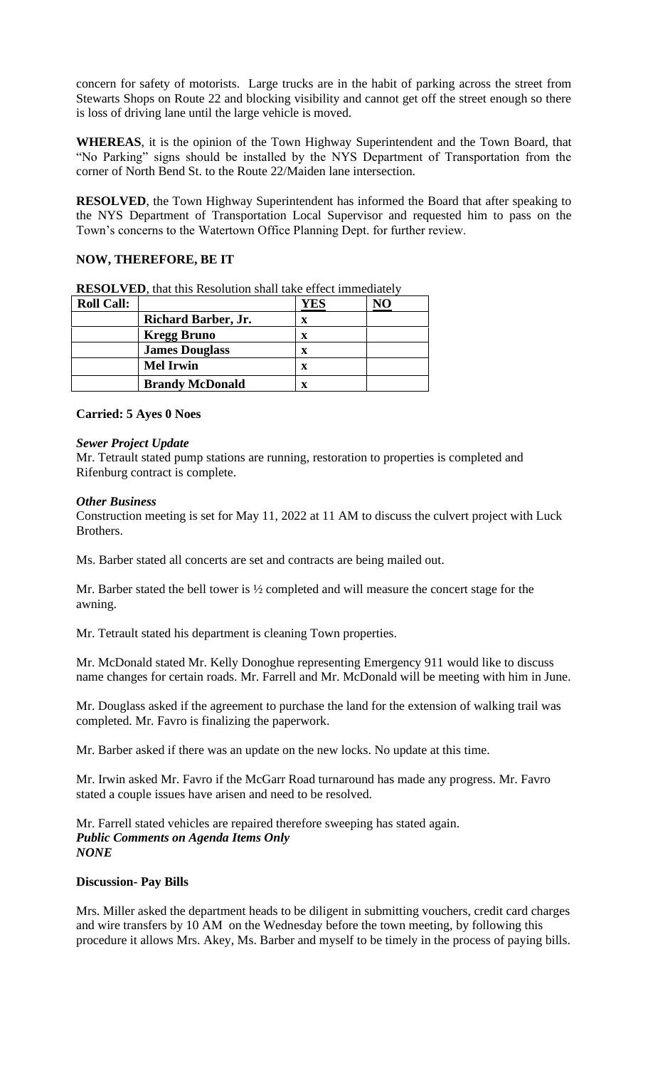concern for safety of motorists. Large trucks are in the habit of parking across the street from Stewarts Shops on Route 22 and blocking visibility and cannot get off the street enough so there is loss of driving lane until the large vehicle is moved.

**WHEREAS**, it is the opinion of the Town Highway Superintendent and the Town Board, that "No Parking" signs should be installed by the NYS Department of Transportation from the corner of North Bend St. to the Route 22/Maiden lane intersection.

**RESOLVED**, the Town Highway Superintendent has informed the Board that after speaking to the NYS Department of Transportation Local Supervisor and requested him to pass on the Town's concerns to the Watertown Office Planning Dept. for further review.

**NOW, THEREFORE, BE IT**

**RESOLVED**, that this Resolution shall take effect immediately

| Roll Call: | | YES | NO |
|---|---|---|---|
| | Richard Barber, Jr. | x | |
| | Kregg Bruno | x | |
| | James Douglass | x | |
| | Mel Irwin | x | |
| | Brandy McDonald | x | |

**Carried: 5 Ayes 0 Noes**

***Sewer Project Update***

Mr. Tetrault stated pump stations are running, restoration to properties is completed and Rifenburg contract is complete.

***Other Business***

Construction meeting is set for May 11, 2022 at 11 AM to discuss the culvert project with Luck Brothers.

Ms. Barber stated all concerts are set and contracts are being mailed out.

Mr. Barber stated the bell tower is ½ completed and will measure the concert stage for the awning.

Mr. Tetrault stated his department is cleaning Town properties.

Mr. McDonald stated Mr. Kelly Donoghue representing Emergency 911 would like to discuss name changes for certain roads. Mr. Farrell and Mr. McDonald will be meeting with him in June.

Mr. Douglass asked if the agreement to purchase the land for the extension of walking trail was completed. Mr. Favro is finalizing the paperwork.

Mr. Barber asked if there was an update on the new locks. No update at this time.

Mr. Irwin asked Mr. Favro if the McGarr Road turnaround has made any progress. Mr. Favro stated a couple issues have arisen and need to be resolved.

Mr. Farrell stated vehicles are repaired therefore sweeping has stated again.

***Public Comments on Agenda Items Only***

***NONE***

**Discussion- Pay Bills**

Mrs. Miller asked the department heads to be diligent in submitting vouchers, credit card charges and wire transfers by 10 AM on the Wednesday before the town meeting, by following this procedure it allows Mrs. Akey, Ms. Barber and myself to be timely in the process of paying bills.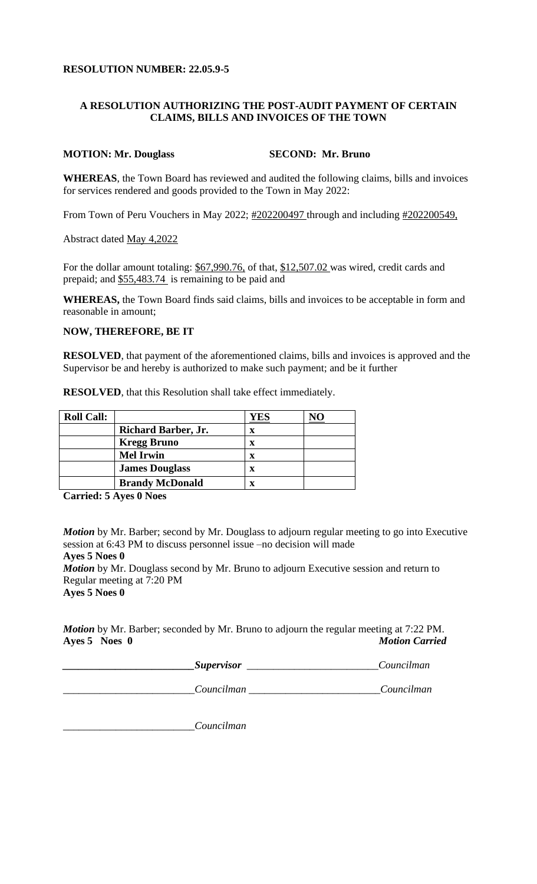**RESOLUTION NUMBER: 22.05.9-5**

**A RESOLUTION AUTHORIZING THE POST-AUDIT PAYMENT OF CERTAIN CLAIMS, BILLS AND INVOICES OF THE TOWN**

**MOTION: Mr. Douglass** **SECOND: Mr. Bruno**

**WHEREAS**, the Town Board has reviewed and audited the following claims, bills and invoices for services rendered and goods provided to the Town in May 2022:

From Town of Peru Vouchers in May 2022; #202200497 through and including #202200549,

Abstract dated May 4,2022

For the dollar amount totaling: $67,990.76, of that, $12,507.02 was wired, credit cards and prepaid; and $55,483.74 is remaining to be paid and

**WHEREAS,** the Town Board finds said claims, bills and invoices to be acceptable in form and reasonable in amount;

**NOW, THEREFORE, BE IT**

**RESOLVED**, that payment of the aforementioned claims, bills and invoices is approved and the Supervisor be and hereby is authorized to make such payment; and be it further

**RESOLVED**, that this Resolution shall take effect immediately.

| **Roll Call:** | | **YES** | **NO** |
|---|---|---|---|
| | **Richard Barber, Jr.** | x | |
| | **Kregg Bruno** | x | |
| | **Mel Irwin** | x | |
| | **James Douglass** | x | |
| | **Brandy McDonald** | x | |

**Carried: 5 Ayes 0 Noes**

***Motion*** by Mr. Barber; second by Mr. Douglass to adjourn regular meeting to go into Executive session at 6:43 PM to discuss personnel issue –no decision will made
**Ayes 5 Noes 0**
***Motion*** by Mr. Douglass second by Mr. Bruno to adjourn Executive session and return to Regular meeting at 7:20 PM
**Ayes 5 Noes 0**

***Motion*** by Mr. Barber; seconded by Mr. Bruno to adjourn the regular meeting at 7:22 PM.
**Ayes 5 Noes 0** ***Motion Carried***

_________________________***Supervisor*** _________________________*Councilman*

_________________________*Councilman* _________________________*Councilman*

_________________________*Councilman*